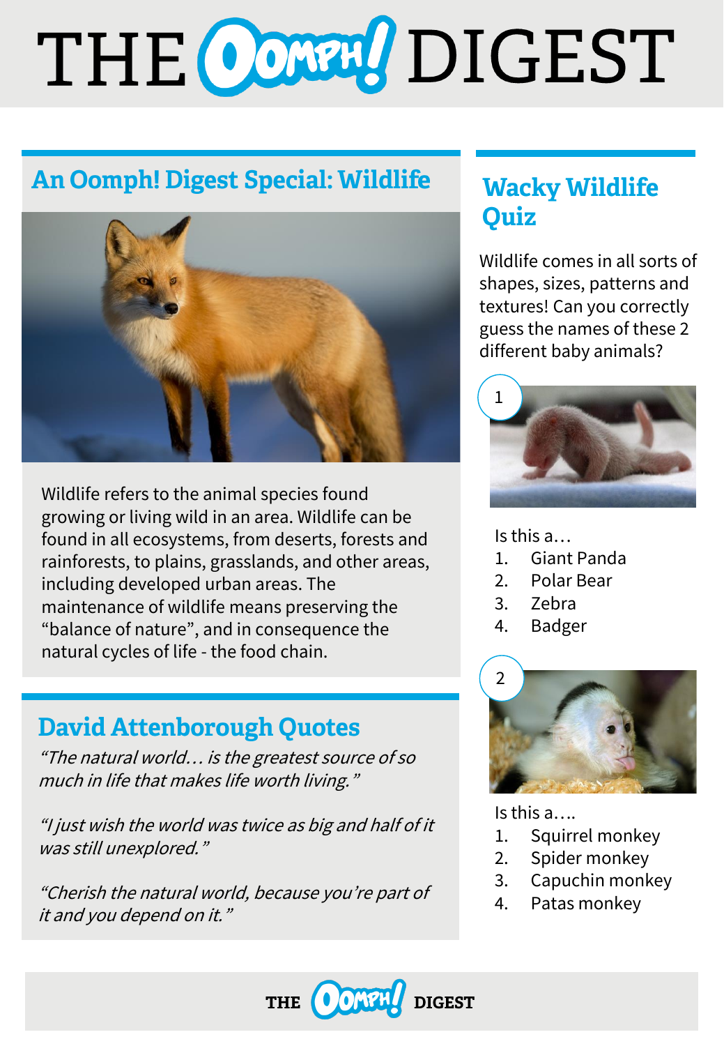# THE OOMPH! DIGEST

## An Oomph! Digest Special: Wildlife

Wildlife refers to the animal species found growing or living wild in an area. Wildlife can be found in all ecosystems, from deserts, forests and rainforests, to plains, grasslands, and other areas, including developed urban areas. The maintenance of wildlife means preserving the "balance of nature", and in consequence the natural cycles of life - the food chain.

## David Attenborough Quotes

*"The natural world… is the greatest source of so much in life that makes life worth living."*

*"I just wish the world was twice as big and half of it was still unexplored."*

*"Cherish the natural world, because you're part of it and you depend on it."*

## Wacky Wildlife Quiz

Wildlife comes in all sorts of shapes, sizes, patterns and textures! Can you correctly guess the names of these 2 different baby animals?

**1**

Is this a…

1. Giant Panda
2. Polar Bear
3. Zebra
4. Badger

**2**

Is this a….

1. Squirrel monkey
2. Spider monkey
3. Capuchin monkey
4. Patas monkey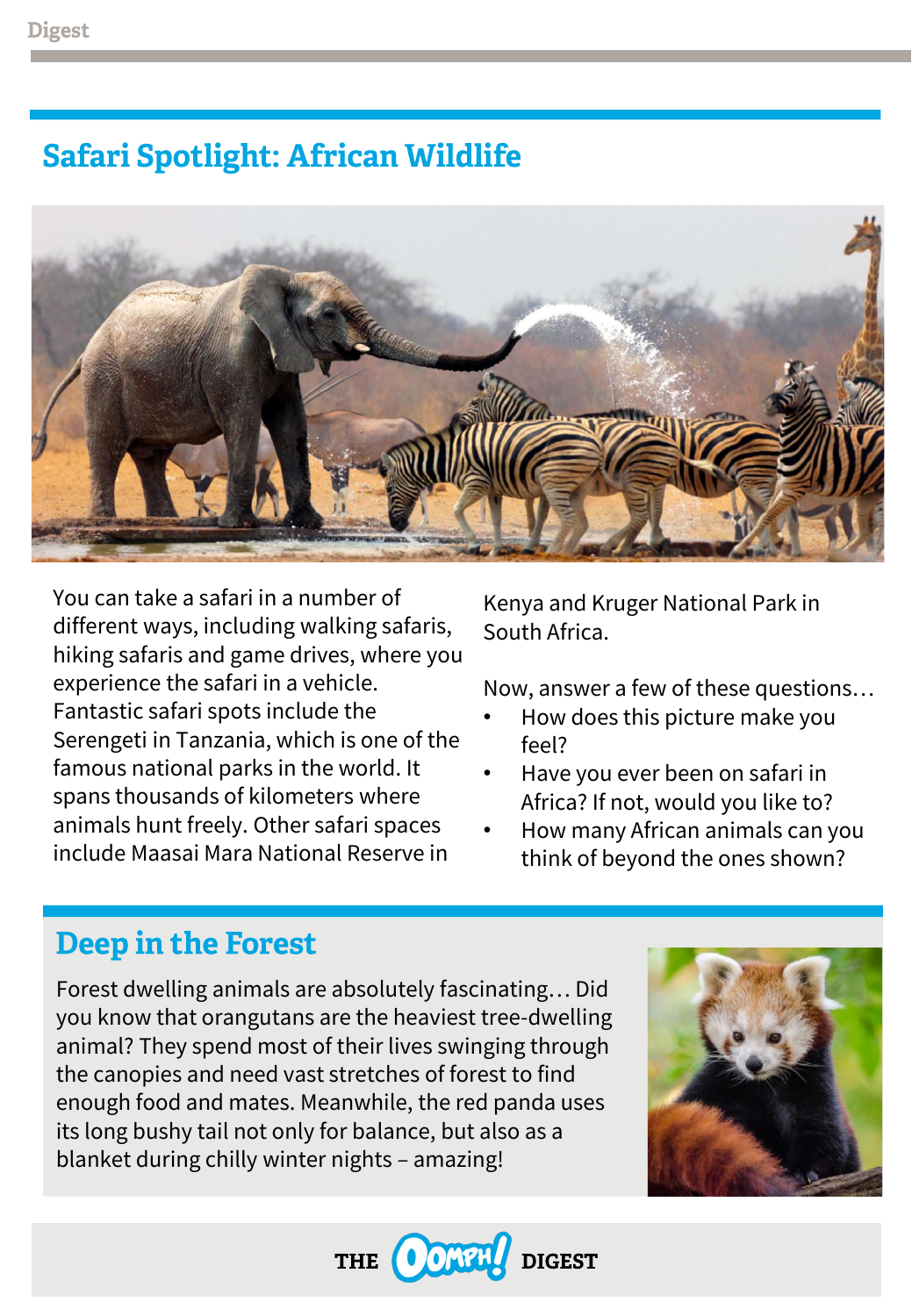## Safari Spotlight: African Wildlife

You can take a safari in a number of different ways, including walking safaris, hiking safaris and game drives, where you experience the safari in a vehicle. Fantastic safari spots include the Serengeti in Tanzania, which is one of the famous national parks in the world. It spans thousands of kilometers where animals hunt freely. Other safari spaces include Maasai Mara National Reserve in Kenya and Kruger National Park in South Africa.

Now, answer a few of these questions…

- How does this picture make you feel?
- Have you ever been on safari in Africa? If not, would you like to?
- How many African animals can you think of beyond the ones shown?

## Deep in the Forest

Forest dwelling animals are absolutely fascinating… Did you know that orangutans are the heaviest tree-dwelling animal? They spend most of their lives swinging through the canopies and need vast stretches of forest to find enough food and mates. Meanwhile, the red panda uses its long bushy tail not only for balance, but also as a blanket during chilly winter nights – amazing!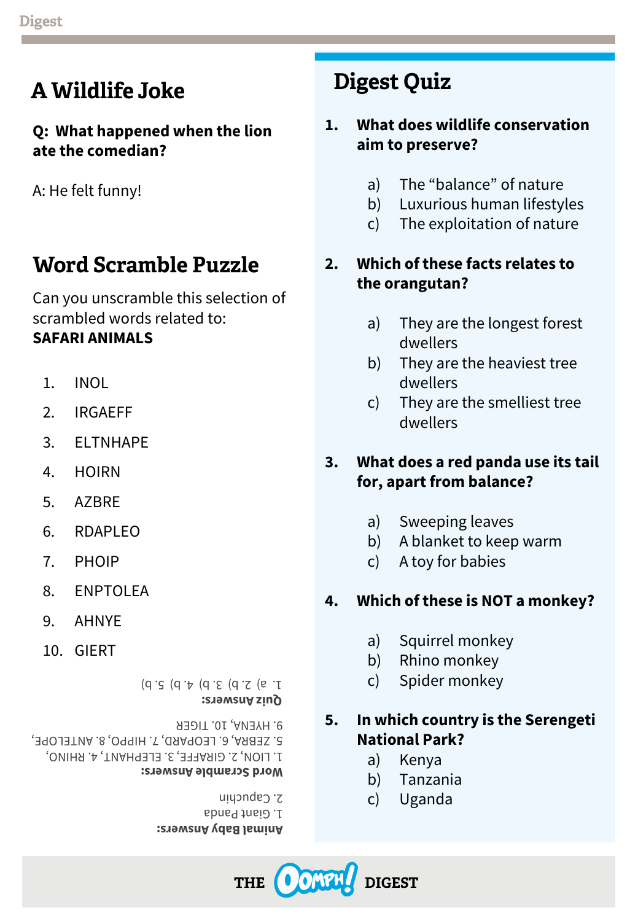## A Wildlife Joke

**Q: What happened when the lion ate the comedian?**

A: He felt funny!

## Word Scramble Puzzle

Can you unscramble this selection of scrambled words related to: **SAFARI ANIMALS**

1. INOL
2. IRGAEFF
3. ELTNHAPE
4. HOIRN
5. AZBRE
6. RDAPLEO
7. PHOIP
8. ENPTOLEA
9. AHNYE
10. GIERT

**Quiz Answers:**
1. a) 2. b) 3. b) 4. b) 5. b)

**Word Scramble Answers:**
1. LION, 2. GIRAFFE, 3. ELEPHANT, 4. RHINO, 5. ZEBRA, 6. LEOPARD, 7. HIPPO, 8. ANTELOPE, 9. HYENA, 10. TIGER

**Animal Baby Answers:**
1. Giant Panda
2. Capuchin

## Digest Quiz

1. **What does wildlife conservation aim to preserve?**
   a) The “balance” of nature
   b) Luxurious human lifestyles
   c) The exploitation of nature

2. **Which of these facts relates to the orangutan?**
   a) They are the longest forest dwellers
   b) They are the heaviest tree dwellers
   c) They are the smelliest tree dwellers

3. **What does a red panda use its tail for, apart from balance?**
   a) Sweeping leaves
   b) A blanket to keep warm
   c) A toy for babies

4. **Which of these is NOT a monkey?**
   a) Squirrel monkey
   b) Rhino monkey
   c) Spider monkey

5. **In which country is the Serengeti National Park?**
   a) Kenya
   b) Tanzania
   c) Uganda